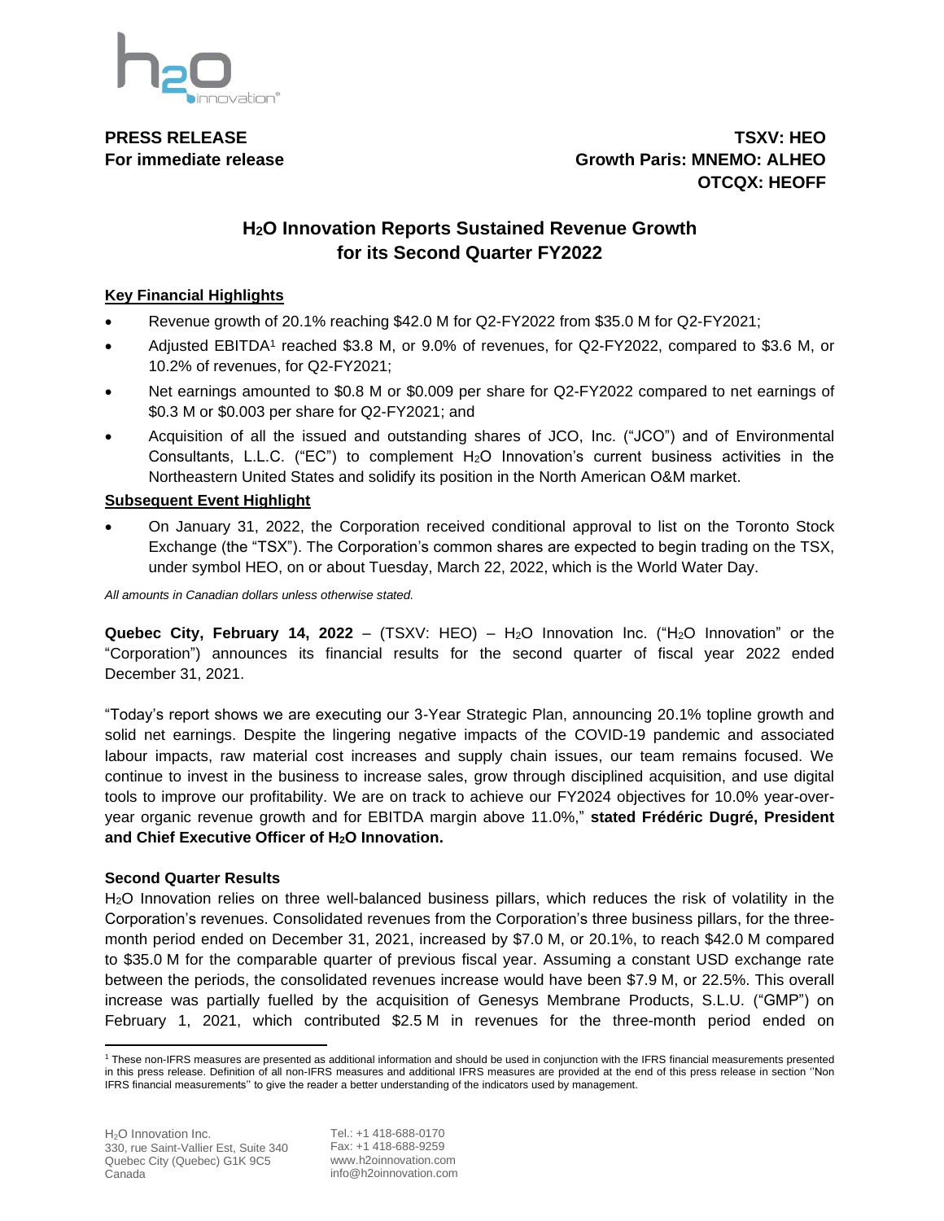**PRESS RELEASE**
**For immediate release**

**TSXV: HEO**
**Growth Paris: MNEMO: ALHEO**
**OTCQX: HEOFF**

# $H_2O$ Innovation Reports Sustained Revenue Growth for its Second Quarter FY2022

**Key Financial Highlights**

- Revenue growth of 20.1% reaching $42.0 M for Q2-FY2022 from $35.0 M for Q2-FY2021;
- Adjusted EBITDA[1] reached $3.8 M, or 9.0% of revenues, for Q2-FY2022, compared to $3.6 M, or 10.2% of revenues, for Q2-FY2021;
- Net earnings amounted to $0.8 M or $0.009 per share for Q2-FY2022 compared to net earnings of $0.3 M or $0.003 per share for Q2-FY2021; and
- Acquisition of all the issued and outstanding shares of JCO, Inc. ("JCO") and of Environmental Consultants, L.L.C. ("EC") to complement $H_2O$ Innovation's current business activities in the Northeastern United States and solidify its position in the North American O&M market.

**Subsequent Event Highlight**

- On January 31, 2022, the Corporation received conditional approval to list on the Toronto Stock Exchange (the "TSX"). The Corporation's common shares are expected to begin trading on the TSX, under symbol HEO, on or about Tuesday, March 22, 2022, which is the World Water Day.

*All amounts in Canadian dollars unless otherwise stated.*

**Quebec City, February 14, 2022** – (TSXV: HEO) – $H_2O$ Innovation Inc. ("$H_2O$ Innovation" or the "Corporation") announces its financial results for the second quarter of fiscal year 2022 ended December 31, 2021.

"Today's report shows we are executing our 3-Year Strategic Plan, announcing 20.1% topline growth and solid net earnings. Despite the lingering negative impacts of the COVID-19 pandemic and associated labour impacts, raw material cost increases and supply chain issues, our team remains focused. We continue to invest in the business to increase sales, grow through disciplined acquisition, and use digital tools to improve our profitability. We are on track to achieve our FY2024 objectives for 10.0% year-over-year organic revenue growth and for EBITDA margin above 11.0%," **stated Frédéric Dugré, President and Chief Executive Officer of $H_2O$ Innovation.**

**Second Quarter Results**

$H_2O$ Innovation relies on three well-balanced business pillars, which reduces the risk of volatility in the Corporation's revenues. Consolidated revenues from the Corporation's three business pillars, for the three-month period ended on December 31, 2021, increased by $7.0 M, or 20.1%, to reach $42.0 M compared to $35.0 M for the comparable quarter of previous fiscal year. Assuming a constant USD exchange rate between the periods, the consolidated revenues increase would have been $7.9 M, or 22.5%. This overall increase was partially fuelled by the acquisition of Genesys Membrane Products, S.L.U. ("GMP") on February 1, 2021, which contributed $2.5 M in revenues for the three-month period ended on

---

[1] These non-IFRS measures are presented as additional information and should be used in conjunction with the IFRS financial measurements presented in this press release. Definition of all non-IFRS measures and additional IFRS measures are provided at the end of this press release in section "Non IFRS financial measurements" to give the reader a better understanding of the indicators used by management.

$H_2O$ Innovation Inc.
330, rue Saint-Vallier Est, Suite 340
Quebec City (Quebec) G1K 9C5
Canada

Tel.: +1 418-688-0170
Fax: +1 418-688-9259
www.h2oinnovation.com
info@h2oinnovation.com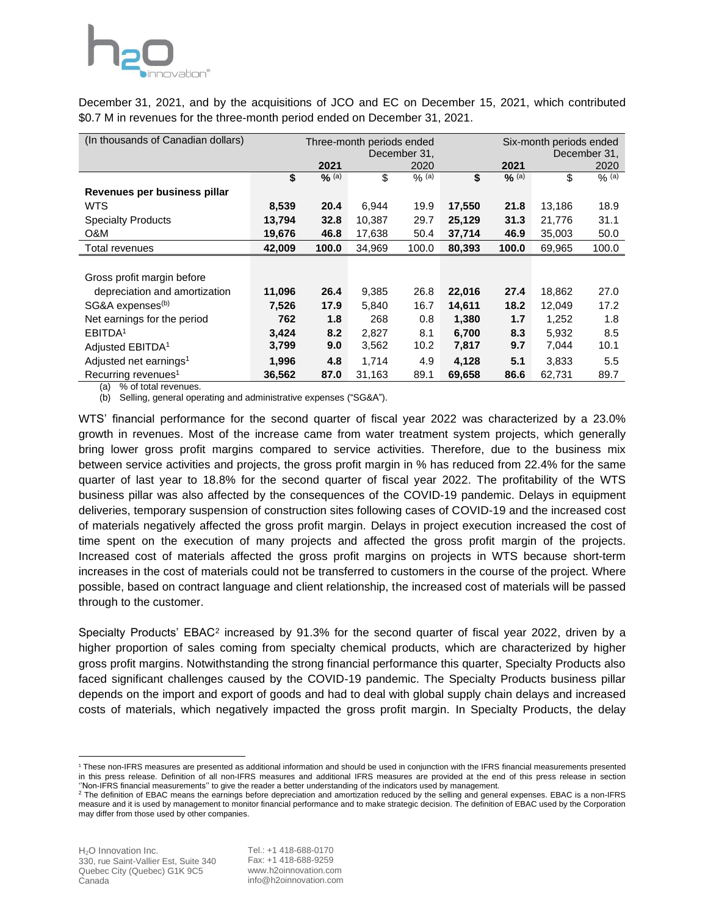December 31, 2021, and by the acquisitions of JCO and EC on December 15, 2021, which contributed \$0.7 M in revenues for the three-month period ended on December 31, 2021.

| (In thousands of Canadian dollars) | Three-month periods ended December 31, | | | | Six-month periods ended December 31, | | | |
|---|---|---|---|---|---|---|---|---|
| | **2021** | | 2020 | | **2021** | | 2020 | |
| | **\$** | **% (a)** | \$ | % (a) | **\$** | **% (a)** | \$ | % (a) |
| **Revenues per business pillar** | | | | | | | | |
| WTS | **8,539** | **20.4** | 6,944 | 19.9 | **17,550** | **21.8** | 13,186 | 18.9 |
| Specialty Products | **13,794** | **32.8** | 10,387 | 29.7 | **25,129** | **31.3** | 21,776 | 31.1 |
| O&M | **19,676** | **46.8** | 17,638 | 50.4 | **37,714** | **46.9** | 35,003 | 50.0 |
| Total revenues | **42,009** | **100.0** | 34,969 | 100.0 | **80,393** | **100.0** | 69,965 | 100.0 |
| | | | | | | | | |
| Gross profit margin before depreciation and amortization | **11,096** | **26.4** | 9,385 | 26.8 | **22,016** | **27.4** | 18,862 | 27.0 |
| SG&A expenses(b) | **7,526** | **17.9** | 5,840 | 16.7 | **14,611** | **18.2** | 12,049 | 17.2 |
| Net earnings for the period | **762** | **1.8** | 268 | 0.8 | **1,380** | **1.7** | 1,252 | 1.8 |
| EBITDA[1] | **3,424** | **8.2** | 2,827 | 8.1 | **6,700** | **8.3** | 5,932 | 8.5 |
| Adjusted EBITDA[1] | **3,799** | **9.0** | 3,562 | 10.2 | **7,817** | **9.7** | 7,044 | 10.1 |
| Adjusted net earnings[1] | **1,996** | **4.8** | 1,714 | 4.9 | **4,128** | **5.1** | 3,833 | 5.5 |
| Recurring revenues[1] | **36,562** | **87.0** | 31,163 | 89.1 | **69,658** | **86.6** | 62,731 | 89.7 |

(a) % of total revenues.
(b) Selling, general operating and administrative expenses ("SG&A").

WTS' financial performance for the second quarter of fiscal year 2022 was characterized by a 23.0% growth in revenues. Most of the increase came from water treatment system projects, which generally bring lower gross profit margins compared to service activities. Therefore, due to the business mix between service activities and projects, the gross profit margin in % has reduced from 22.4% for the same quarter of last year to 18.8% for the second quarter of fiscal year 2022. The profitability of the WTS business pillar was also affected by the consequences of the COVID-19 pandemic. Delays in equipment deliveries, temporary suspension of construction sites following cases of COVID-19 and the increased cost of materials negatively affected the gross profit margin. Delays in project execution increased the cost of time spent on the execution of many projects and affected the gross profit margin of the projects. Increased cost of materials affected the gross profit margins on projects in WTS because short-term increases in the cost of materials could not be transferred to customers in the course of the project. Where possible, based on contract language and client relationship, the increased cost of materials will be passed through to the customer.

Specialty Products' EBAC[2] increased by 91.3% for the second quarter of fiscal year 2022, driven by a higher proportion of sales coming from specialty chemical products, which are characterized by higher gross profit margins. Notwithstanding the strong financial performance this quarter, Specialty Products also faced significant challenges caused by the COVID-19 pandemic. The Specialty Products business pillar depends on the import and export of goods and had to deal with global supply chain delays and increased costs of materials, which negatively impacted the gross profit margin. In Specialty Products, the delay

[1] These non-IFRS measures are presented as additional information and should be used in conjunction with the IFRS financial measurements presented in this press release. Definition of all non-IFRS measures and additional IFRS measures are provided at the end of this press release in section "Non-IFRS financial measurements" to give the reader a better understanding of the indicators used by management.

[2] The definition of EBAC means the earnings before depreciation and amortization reduced by the selling and general expenses. EBAC is a non-IFRS measure and it is used by management to monitor financial performance and to make strategic decision. The definition of EBAC used by the Corporation may differ from those used by other companies.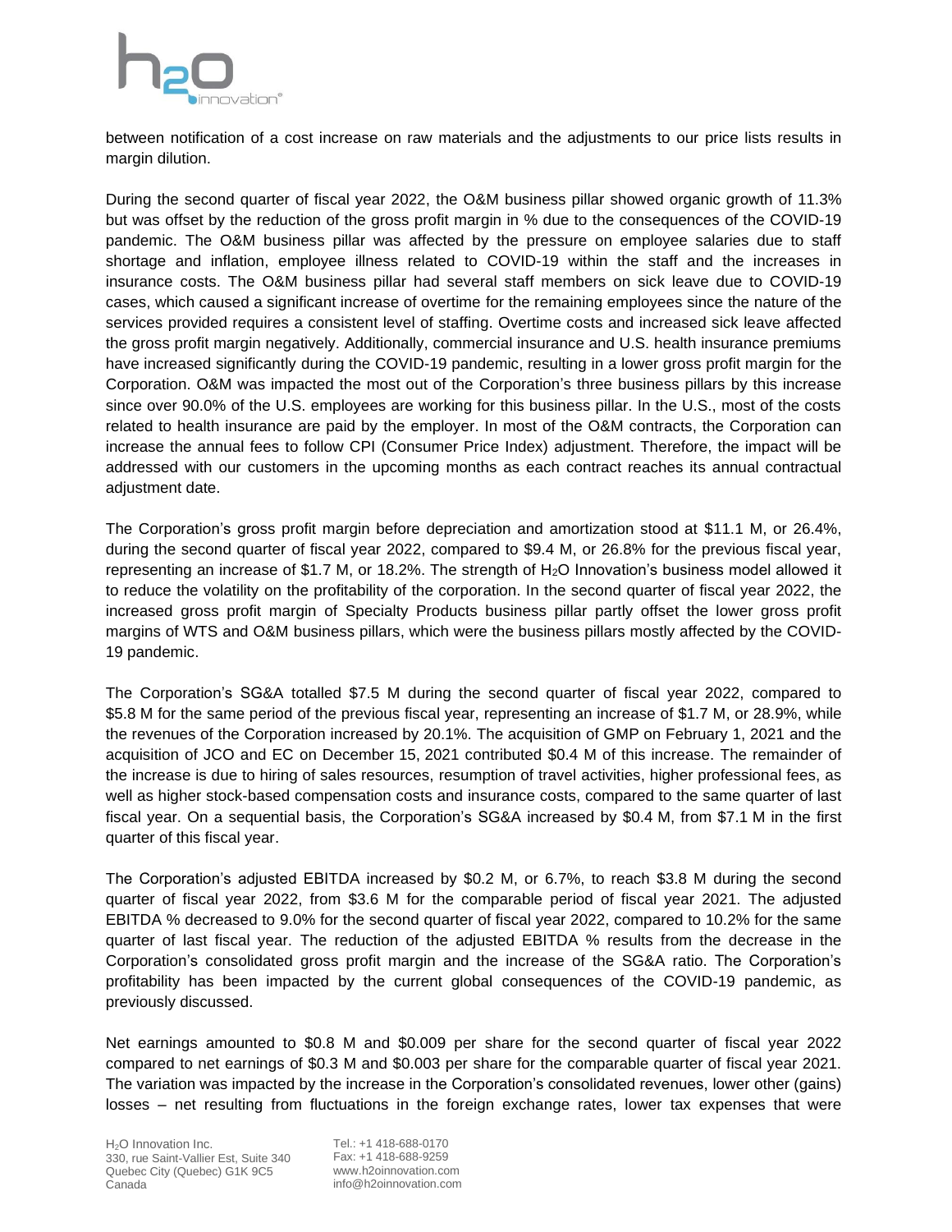between notification of a cost increase on raw materials and the adjustments to our price lists results in margin dilution.

During the second quarter of fiscal year 2022, the O&M business pillar showed organic growth of 11.3% but was offset by the reduction of the gross profit margin in % due to the consequences of the COVID-19 pandemic. The O&M business pillar was affected by the pressure on employee salaries due to staff shortage and inflation, employee illness related to COVID-19 within the staff and the increases in insurance costs. The O&M business pillar had several staff members on sick leave due to COVID-19 cases, which caused a significant increase of overtime for the remaining employees since the nature of the services provided requires a consistent level of staffing. Overtime costs and increased sick leave affected the gross profit margin negatively. Additionally, commercial insurance and U.S. health insurance premiums have increased significantly during the COVID-19 pandemic, resulting in a lower gross profit margin for the Corporation. O&M was impacted the most out of the Corporation's three business pillars by this increase since over 90.0% of the U.S. employees are working for this business pillar. In the U.S., most of the costs related to health insurance are paid by the employer. In most of the O&M contracts, the Corporation can increase the annual fees to follow CPI (Consumer Price Index) adjustment. Therefore, the impact will be addressed with our customers in the upcoming months as each contract reaches its annual contractual adjustment date.

The Corporation's gross profit margin before depreciation and amortization stood at \$11.1 M, or 26.4%, during the second quarter of fiscal year 2022, compared to \$9.4 M, or 26.8% for the previous fiscal year, representing an increase of \$1.7 M, or 18.2%. The strength of $H_2O$ Innovation's business model allowed it to reduce the volatility on the profitability of the corporation. In the second quarter of fiscal year 2022, the increased gross profit margin of Specialty Products business pillar partly offset the lower gross profit margins of WTS and O&M business pillars, which were the business pillars mostly affected by the COVID-19 pandemic.

The Corporation's SG&A totalled \$7.5 M during the second quarter of fiscal year 2022, compared to \$5.8 M for the same period of the previous fiscal year, representing an increase of \$1.7 M, or 28.9%, while the revenues of the Corporation increased by 20.1%. The acquisition of GMP on February 1, 2021 and the acquisition of JCO and EC on December 15, 2021 contributed \$0.4 M of this increase. The remainder of the increase is due to hiring of sales resources, resumption of travel activities, higher professional fees, as well as higher stock-based compensation costs and insurance costs, compared to the same quarter of last fiscal year. On a sequential basis, the Corporation's SG&A increased by \$0.4 M, from \$7.1 M in the first quarter of this fiscal year.

The Corporation's adjusted EBITDA increased by \$0.2 M, or 6.7%, to reach \$3.8 M during the second quarter of fiscal year 2022, from \$3.6 M for the comparable period of fiscal year 2021. The adjusted EBITDA % decreased to 9.0% for the second quarter of fiscal year 2022, compared to 10.2% for the same quarter of last fiscal year. The reduction of the adjusted EBITDA % results from the decrease in the Corporation's consolidated gross profit margin and the increase of the SG&A ratio. The Corporation's profitability has been impacted by the current global consequences of the COVID-19 pandemic, as previously discussed.

Net earnings amounted to \$0.8 M and \$0.009 per share for the second quarter of fiscal year 2022 compared to net earnings of \$0.3 M and \$0.003 per share for the comparable quarter of fiscal year 2021. The variation was impacted by the increase in the Corporation's consolidated revenues, lower other (gains) losses – net resulting from fluctuations in the foreign exchange rates, lower tax expenses that were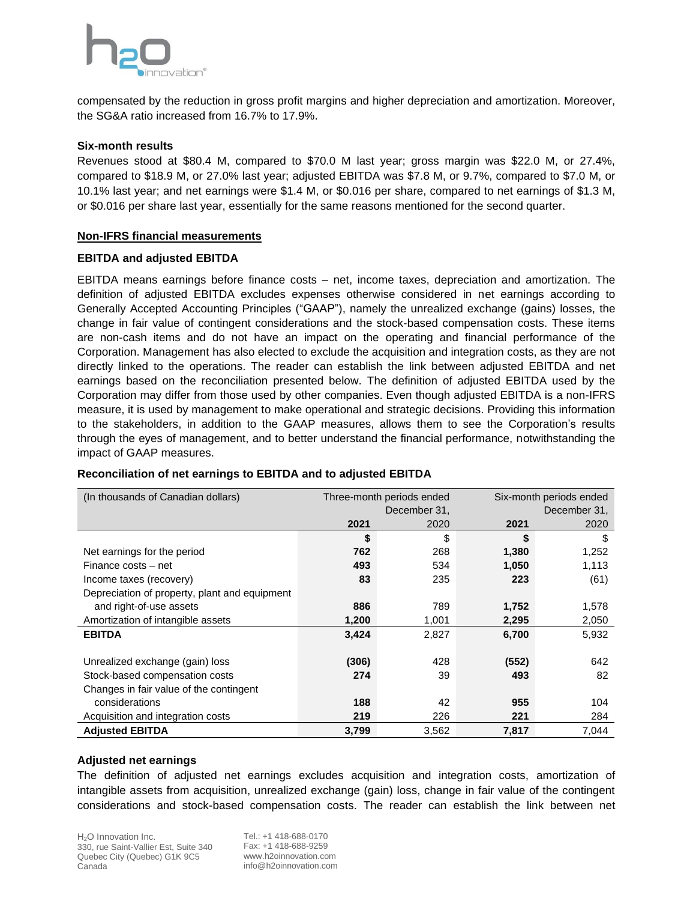compensated by the reduction in gross profit margins and higher depreciation and amortization. Moreover, the SG&A ratio increased from 16.7% to 17.9%.

**Six-month results**

Revenues stood at $80.4 M, compared to $70.0 M last year; gross margin was $22.0 M, or 27.4%, compared to $18.9 M, or 27.0% last year; adjusted EBITDA was $7.8 M, or 9.7%, compared to $7.0 M, or 10.1% last year; and net earnings were $1.4 M, or $0.016 per share, compared to net earnings of $1.3 M, or $0.016 per share last year, essentially for the same reasons mentioned for the second quarter.

## Non-IFRS financial measurements

### EBITDA and adjusted EBITDA

EBITDA means earnings before finance costs – net, income taxes, depreciation and amortization. The definition of adjusted EBITDA excludes expenses otherwise considered in net earnings according to Generally Accepted Accounting Principles ("GAAP"), namely the unrealized exchange (gains) losses, the change in fair value of contingent considerations and the stock-based compensation costs. These items are non-cash items and do not have an impact on the operating and financial performance of the Corporation. Management has also elected to exclude the acquisition and integration costs, as they are not directly linked to the operations. The reader can establish the link between adjusted EBITDA and net earnings based on the reconciliation presented below. The definition of adjusted EBITDA used by the Corporation may differ from those used by other companies. Even though adjusted EBITDA is a non-IFRS measure, it is used by management to make operational and strategic decisions. Providing this information to the stakeholders, in addition to the GAAP measures, allows them to see the Corporation's results through the eyes of management, and to better understand the financial performance, notwithstanding the impact of GAAP measures.

**Reconciliation of net earnings to EBITDA and to adjusted EBITDA**

| (In thousands of Canadian dollars) | Three-month periods ended December 31, | | Six-month periods ended December 31, | |
|---|---|---|---|---|
| | **2021** | 2020 | **2021** | 2020 |
| | **$** | $ | **$** | $ |
| Net earnings for the period | **762** | 268 | **1,380** | 1,252 |
| Finance costs – net | **493** | 534 | **1,050** | 1,113 |
| Income taxes (recovery) | **83** | 235 | **223** | (61) |
| Depreciation of property, plant and equipment and right-of-use assets | **886** | 789 | **1,752** | 1,578 |
| Amortization of intangible assets | **1,200** | 1,001 | **2,295** | 2,050 |
| **EBITDA** | **3,424** | 2,827 | **6,700** | 5,932 |
| | | | | |
| Unrealized exchange (gain) loss | **(306)** | 428 | **(552)** | 642 |
| Stock-based compensation costs | **274** | 39 | **493** | 82 |
| Changes in fair value of the contingent considerations | **188** | 42 | **955** | 104 |
| Acquisition and integration costs | **219** | 226 | **221** | 284 |
| **Adjusted EBITDA** | **3,799** | 3,562 | **7,817** | 7,044 |

### Adjusted net earnings

The definition of adjusted net earnings excludes acquisition and integration costs, amortization of intangible assets from acquisition, unrealized exchange (gain) loss, change in fair value of the contingent considerations and stock-based compensation costs. The reader can establish the link between net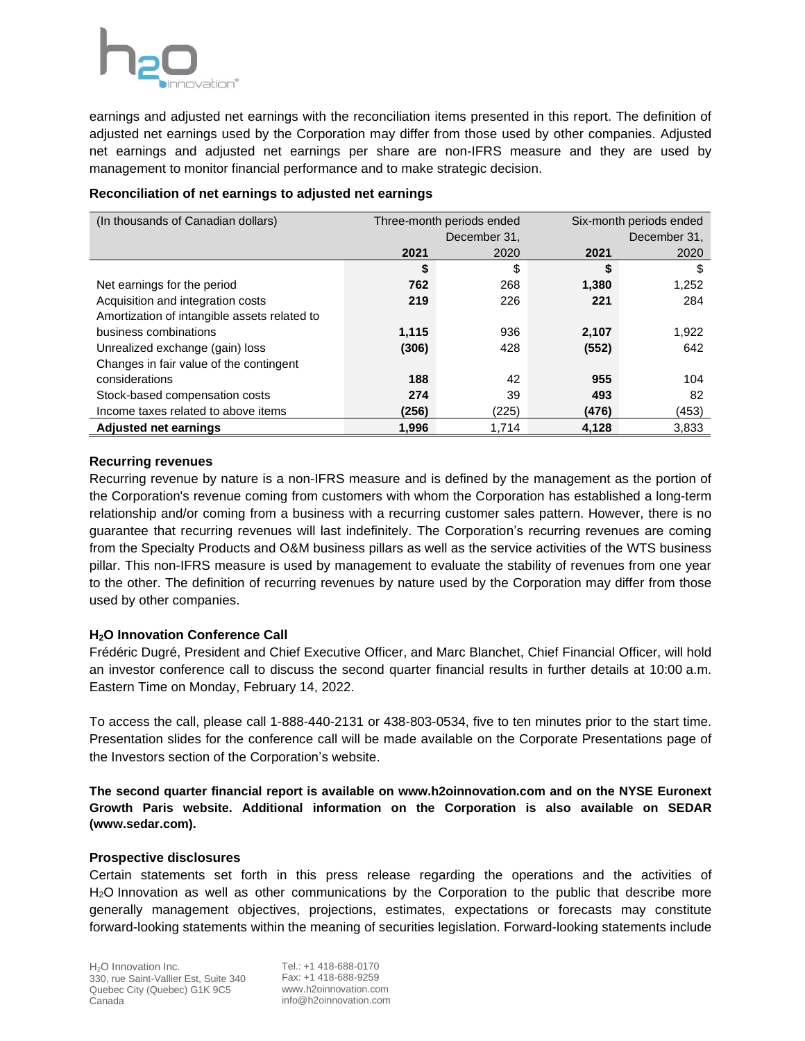earnings and adjusted net earnings with the reconciliation items presented in this report. The definition of adjusted net earnings used by the Corporation may differ from those used by other companies. Adjusted net earnings and adjusted net earnings per share are non-IFRS measure and they are used by management to monitor financial performance and to make strategic decision.

**Reconciliation of net earnings to adjusted net earnings**

| (In thousands of Canadian dollars) | Three-month periods ended December 31, | | Six-month periods ended December 31, | |
|---|---|---|---|---|
| | **2021** | 2020 | **2021** | 2020 |
| | **$** | $ | **$** | $ |
| Net earnings for the period | **762** | 268 | **1,380** | 1,252 |
| Acquisition and integration costs | **219** | 226 | **221** | 284 |
| Amortization of intangible assets related to business combinations | **1,115** | 936 | **2,107** | 1,922 |
| Unrealized exchange (gain) loss | **(306)** | 428 | **(552)** | 642 |
| Changes in fair value of the contingent considerations | **188** | 42 | **955** | 104 |
| Stock-based compensation costs | **274** | 39 | **493** | 82 |
| Income taxes related to above items | **(256)** | (225) | **(476)** | (453) |
| **Adjusted net earnings** | **1,996** | 1,714 | **4,128** | 3,833 |

**Recurring revenues**

Recurring revenue by nature is a non-IFRS measure and is defined by the management as the portion of the Corporation's revenue coming from customers with whom the Corporation has established a long-term relationship and/or coming from a business with a recurring customer sales pattern. However, there is no guarantee that recurring revenues will last indefinitely. The Corporation's recurring revenues are coming from the Specialty Products and O&M business pillars as well as the service activities of the WTS business pillar. This non-IFRS measure is used by management to evaluate the stability of revenues from one year to the other. The definition of recurring revenues by nature used by the Corporation may differ from those used by other companies.

**$H_2O$ Innovation Conference Call**

Frédéric Dugré, President and Chief Executive Officer, and Marc Blanchet, Chief Financial Officer, will hold an investor conference call to discuss the second quarter financial results in further details at 10:00 a.m. Eastern Time on Monday, February 14, 2022.

To access the call, please call 1-888-440-2131 or 438-803-0534, five to ten minutes prior to the start time. Presentation slides for the conference call will be made available on the Corporate Presentations page of the Investors section of the Corporation's website.

**The second quarter financial report is available on www.h2oinnovation.com and on the NYSE Euronext Growth Paris website. Additional information on the Corporation is also available on SEDAR (www.sedar.com).**

**Prospective disclosures**

Certain statements set forth in this press release regarding the operations and the activities of $H_2O$ Innovation as well as other communications by the Corporation to the public that describe more generally management objectives, projections, estimates, expectations or forecasts may constitute forward-looking statements within the meaning of securities legislation. Forward-looking statements include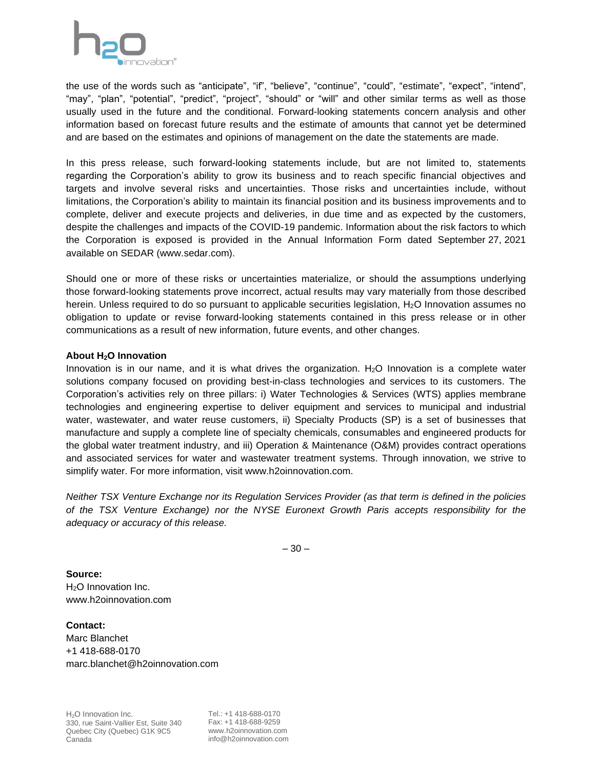the use of the words such as "anticipate", "if", "believe", "continue", "could", "estimate", "expect", "intend", "may", "plan", "potential", "predict", "project", "should" or "will" and other similar terms as well as those usually used in the future and the conditional. Forward-looking statements concern analysis and other information based on forecast future results and the estimate of amounts that cannot yet be determined and are based on the estimates and opinions of management on the date the statements are made.

In this press release, such forward-looking statements include, but are not limited to, statements regarding the Corporation's ability to grow its business and to reach specific financial objectives and targets and involve several risks and uncertainties. Those risks and uncertainties include, without limitations, the Corporation's ability to maintain its financial position and its business improvements and to complete, deliver and execute projects and deliveries, in due time and as expected by the customers, despite the challenges and impacts of the COVID-19 pandemic. Information about the risk factors to which the Corporation is exposed is provided in the Annual Information Form dated September 27, 2021 available on SEDAR (www.sedar.com).

Should one or more of these risks or uncertainties materialize, or should the assumptions underlying those forward-looking statements prove incorrect, actual results may vary materially from those described herein. Unless required to do so pursuant to applicable securities legislation, $H_2O$ Innovation assumes no obligation to update or revise forward-looking statements contained in this press release or in other communications as a result of new information, future events, and other changes.

**About $H_2O$ Innovation**

Innovation is in our name, and it is what drives the organization. $H_2O$ Innovation is a complete water solutions company focused on providing best-in-class technologies and services to its customers. The Corporation's activities rely on three pillars: i) Water Technologies & Services (WTS) applies membrane technologies and engineering expertise to deliver equipment and services to municipal and industrial water, wastewater, and water reuse customers, ii) Specialty Products (SP) is a set of businesses that manufacture and supply a complete line of specialty chemicals, consumables and engineered products for the global water treatment industry, and iii) Operation & Maintenance (O&M) provides contract operations and associated services for water and wastewater treatment systems. Through innovation, we strive to simplify water. For more information, visit www.h2oinnovation.com.

*Neither TSX Venture Exchange nor its Regulation Services Provider (as that term is defined in the policies of the TSX Venture Exchange) nor the NYSE Euronext Growth Paris accepts responsibility for the adequacy or accuracy of this release.*

– 30 –

**Source:**
$H_2O$ Innovation Inc.
www.h2oinnovation.com

**Contact:**
Marc Blanchet
+1 418-688-0170
marc.blanchet@h2oinnovation.com

$H_2O$ Innovation Inc.
330, rue Saint-Vallier Est, Suite 340
Quebec City (Quebec) G1K 9C5
Canada

Tel.: +1 418-688-0170
Fax: +1 418-688-9259
www.h2oinnovation.com
info@h2oinnovation.com